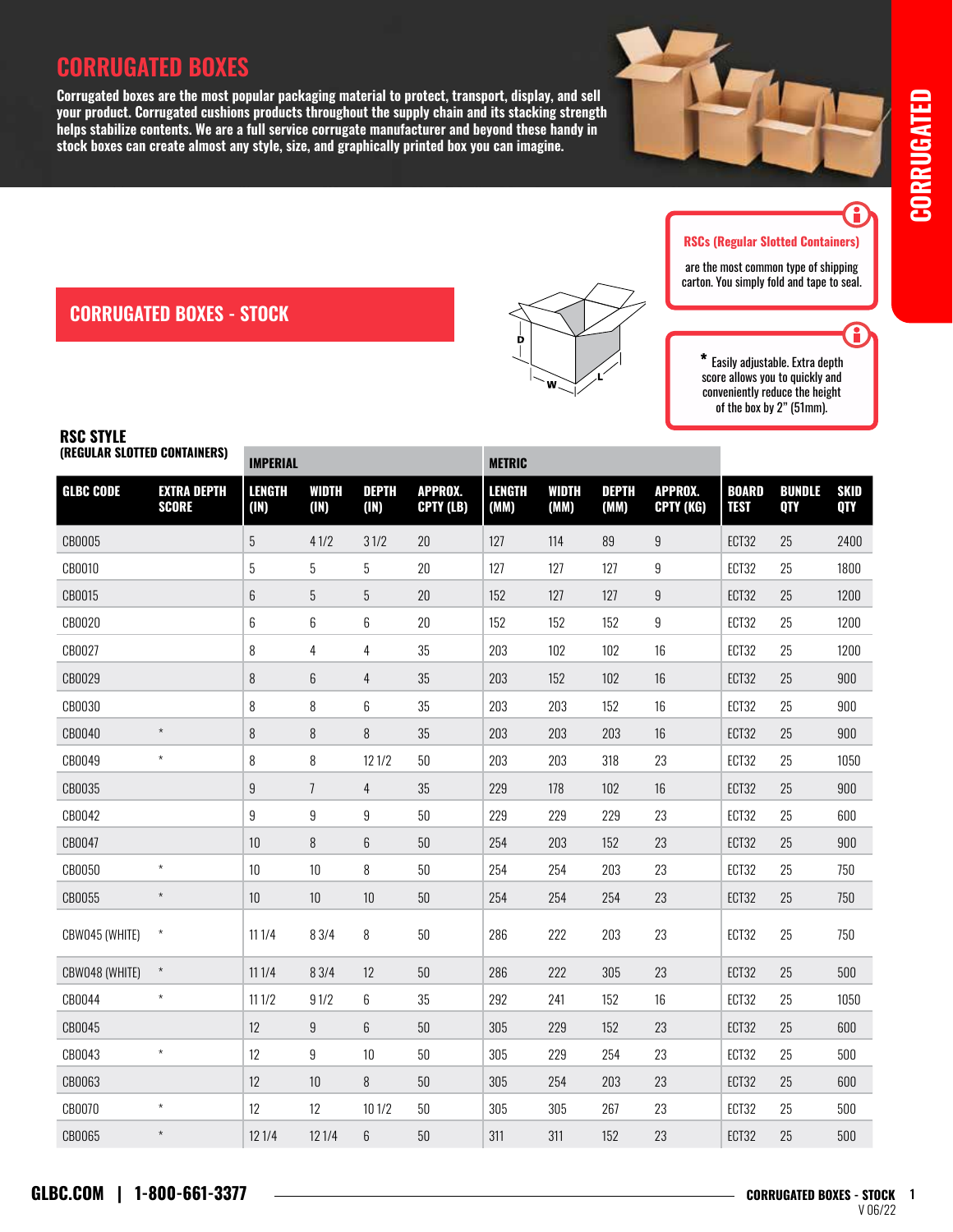# CORRUGATED BOXES

**Corrugated boxes are the most popular packaging material to protect, transport, display, and sell your product. Corrugated cushions products throughout the supply chain and its stacking strength helps stabilize contents. We are a full service corrugate manufacturer and beyond these handy in stock boxes can create almost any style, size, and graphically printed box you can imagine.**

**RSCs (Regular Slotted Containers)** are the most common type of shipping carton. You simply fold and tape to seal.

## CORRUGATED BOXES - STOCK

\* Easily adjustable. Extra depth score allows you to quickly and conveniently reduce the height of the box by 2" (51mm).

### RSC STYLE (REGULAR SLOTTED CONTAINERS)

| | | IMPERIAL | | | | METRIC | | | | | | |
|---|---|---|---|---|---|---|---|---|---|---|---|---|
| GLBC CODE | EXTRA DEPTH SCORE | LENGTH (IN) | WIDTH (IN) | DEPTH (IN) | APPROX. CPTY (LB) | LENGTH (MM) | WIDTH (MM) | DEPTH (MM) | APPROX. CPTY (KG) | BOARD TEST | BUNDLE QTY | SKID QTY |
| CB0005 | | 5 | 4 1/2 | 3 1/2 | 20 | 127 | 114 | 89 | 9 | ECT32 | 25 | 2400 |
| CB0010 | | 5 | 5 | 5 | 20 | 127 | 127 | 127 | 9 | ECT32 | 25 | 1800 |
| CB0015 | | 6 | 5 | 5 | 20 | 152 | 127 | 127 | 9 | ECT32 | 25 | 1200 |
| CB0020 | | 6 | 6 | 6 | 20 | 152 | 152 | 152 | 9 | ECT32 | 25 | 1200 |
| CB0027 | | 8 | 4 | 4 | 35 | 203 | 102 | 102 | 16 | ECT32 | 25 | 1200 |
| CB0029 | | 8 | 6 | 4 | 35 | 203 | 152 | 102 | 16 | ECT32 | 25 | 900 |
| CB0030 | | 8 | 8 | 6 | 35 | 203 | 203 | 152 | 16 | ECT32 | 25 | 900 |
| CB0040 | * | 8 | 8 | 8 | 35 | 203 | 203 | 203 | 16 | ECT32 | 25 | 900 |
| CB0049 | * | 8 | 8 | 12 1/2 | 50 | 203 | 203 | 318 | 23 | ECT32 | 25 | 1050 |
| CB0035 | | 9 | 7 | 4 | 35 | 229 | 178 | 102 | 16 | ECT32 | 25 | 900 |
| CB0042 | | 9 | 9 | 9 | 50 | 229 | 229 | 229 | 23 | ECT32 | 25 | 600 |
| CB0047 | | 10 | 8 | 6 | 50 | 254 | 203 | 152 | 23 | ECT32 | 25 | 900 |
| CB0050 | * | 10 | 10 | 8 | 50 | 254 | 254 | 203 | 23 | ECT32 | 25 | 750 |
| CB0055 | * | 10 | 10 | 10 | 50 | 254 | 254 | 254 | 23 | ECT32 | 25 | 750 |
| CBW045 (WHITE) | * | 11 1/4 | 8 3/4 | 8 | 50 | 286 | 222 | 203 | 23 | ECT32 | 25 | 750 |
| CBW048 (WHITE) | * | 11 1/4 | 8 3/4 | 12 | 50 | 286 | 222 | 305 | 23 | ECT32 | 25 | 500 |
| CB0044 | * | 11 1/2 | 9 1/2 | 6 | 35 | 292 | 241 | 152 | 16 | ECT32 | 25 | 1050 |
| CB0045 | | 12 | 9 | 6 | 50 | 305 | 229 | 152 | 23 | ECT32 | 25 | 600 |
| CB0043 | * | 12 | 9 | 10 | 50 | 305 | 229 | 254 | 23 | ECT32 | 25 | 500 |
| CB0063 | | 12 | 10 | 8 | 50 | 305 | 254 | 203 | 23 | ECT32 | 25 | 600 |
| CB0070 | * | 12 | 12 | 10 1/2 | 50 | 305 | 305 | 267 | 23 | ECT32 | 25 | 500 |
| CB0065 | * | 12 1/4 | 12 1/4 | 6 | 50 | 311 | 311 | 152 | 23 | ECT32 | 25 | 500 |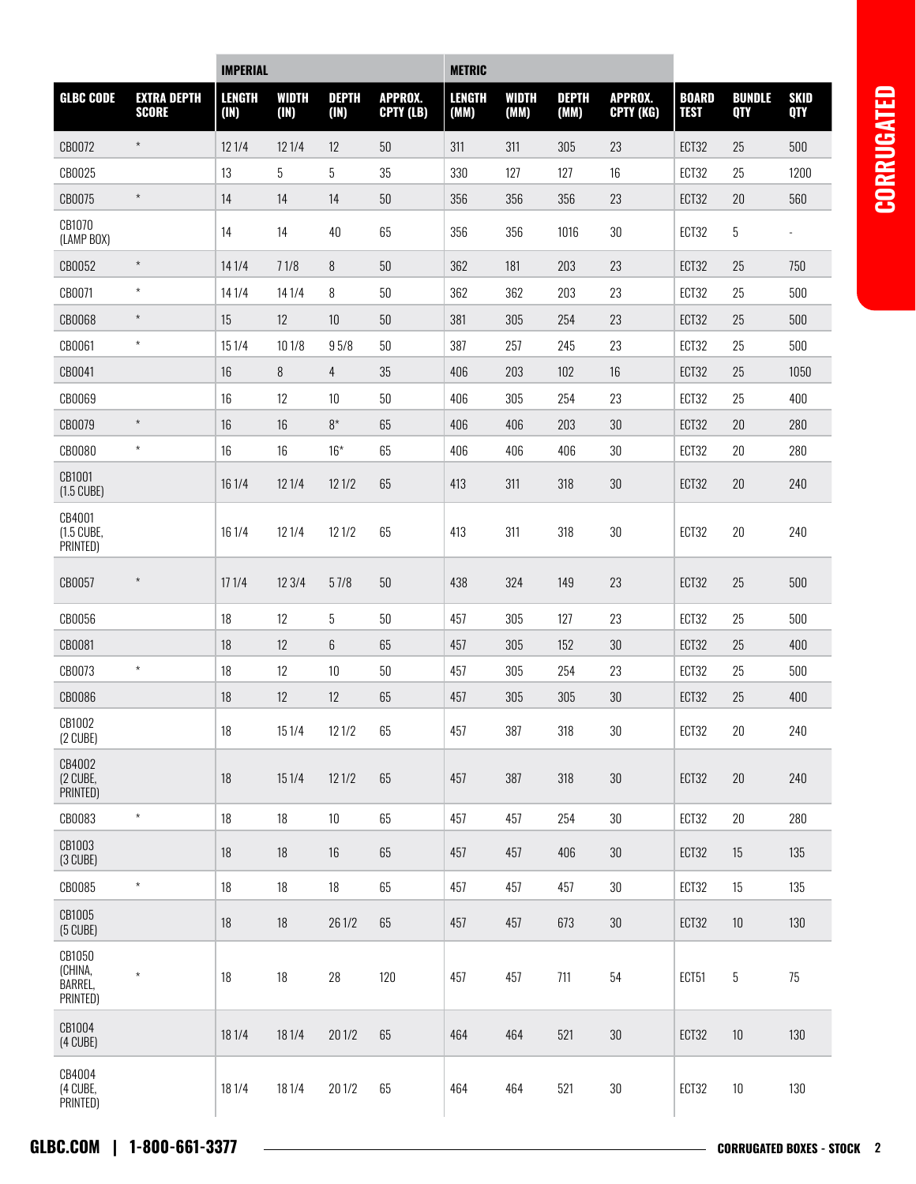|  |  | IMPERIAL |  |  |  | METRIC |  |  |  |  |  |  |
|---|---|---|---|---|---|---|---|---|---|---|---|---|
| GLBC CODE | EXTRA DEPTH SCORE | LENGTH (IN) | WIDTH (IN) | DEPTH (IN) | APPROX. CPTY (LB) | LENGTH (MM) | WIDTH (MM) | DEPTH (MM) | APPROX. CPTY (KG) | BOARD TEST | BUNDLE QTY | SKID QTY |
| CB0072 | * | 12 1/4 | 12 1/4 | 12 | 50 | 311 | 311 | 305 | 23 | ECT32 | 25 | 500 |
| CB0025 |  | 13 | 5 | 5 | 35 | 330 | 127 | 127 | 16 | ECT32 | 25 | 1200 |
| CB0075 | * | 14 | 14 | 14 | 50 | 356 | 356 | 356 | 23 | ECT32 | 20 | 560 |
| CB1070 (LAMP BOX) |  | 14 | 14 | 40 | 65 | 356 | 356 | 1016 | 30 | ECT32 | 5 | - |
| CB0052 | * | 14 1/4 | 7 1/8 | 8 | 50 | 362 | 181 | 203 | 23 | ECT32 | 25 | 750 |
| CB0071 | * | 14 1/4 | 14 1/4 | 8 | 50 | 362 | 362 | 203 | 23 | ECT32 | 25 | 500 |
| CB0068 | * | 15 | 12 | 10 | 50 | 381 | 305 | 254 | 23 | ECT32 | 25 | 500 |
| CB0061 | * | 15 1/4 | 10 1/8 | 9 5/8 | 50 | 387 | 257 | 245 | 23 | ECT32 | 25 | 500 |
| CB0041 |  | 16 | 8 | 4 | 35 | 406 | 203 | 102 | 16 | ECT32 | 25 | 1050 |
| CB0069 |  | 16 | 12 | 10 | 50 | 406 | 305 | 254 | 23 | ECT32 | 25 | 400 |
| CB0079 | * | 16 | 16 | 8* | 65 | 406 | 406 | 203 | 30 | ECT32 | 20 | 280 |
| CB0080 | * | 16 | 16 | 16* | 65 | 406 | 406 | 406 | 30 | ECT32 | 20 | 280 |
| CB1001 (1.5 CUBE) |  | 16 1/4 | 12 1/4 | 12 1/2 | 65 | 413 | 311 | 318 | 30 | ECT32 | 20 | 240 |
| CB4001 (1.5 CUBE, PRINTED) |  | 16 1/4 | 12 1/4 | 12 1/2 | 65 | 413 | 311 | 318 | 30 | ECT32 | 20 | 240 |
| CB0057 | * | 17 1/4 | 12 3/4 | 5 7/8 | 50 | 438 | 324 | 149 | 23 | ECT32 | 25 | 500 |
| CB0056 |  | 18 | 12 | 5 | 50 | 457 | 305 | 127 | 23 | ECT32 | 25 | 500 |
| CB0081 |  | 18 | 12 | 6 | 65 | 457 | 305 | 152 | 30 | ECT32 | 25 | 400 |
| CB0073 | * | 18 | 12 | 10 | 50 | 457 | 305 | 254 | 23 | ECT32 | 25 | 500 |
| CB0086 |  | 18 | 12 | 12 | 65 | 457 | 305 | 305 | 30 | ECT32 | 25 | 400 |
| CB1002 (2 CUBE) |  | 18 | 15 1/4 | 12 1/2 | 65 | 457 | 387 | 318 | 30 | ECT32 | 20 | 240 |
| CB4002 (2 CUBE, PRINTED) |  | 18 | 15 1/4 | 12 1/2 | 65 | 457 | 387 | 318 | 30 | ECT32 | 20 | 240 |
| CB0083 | * | 18 | 18 | 10 | 65 | 457 | 457 | 254 | 30 | ECT32 | 20 | 280 |
| CB1003 (3 CUBE) |  | 18 | 18 | 16 | 65 | 457 | 457 | 406 | 30 | ECT32 | 15 | 135 |
| CB0085 | * | 18 | 18 | 18 | 65 | 457 | 457 | 457 | 30 | ECT32 | 15 | 135 |
| CB1005 (5 CUBE) |  | 18 | 18 | 26 1/2 | 65 | 457 | 457 | 673 | 30 | ECT32 | 10 | 130 |
| CB1050 (CHINA, BARREL, PRINTED) | * | 18 | 18 | 28 | 120 | 457 | 457 | 711 | 54 | ECT51 | 5 | 75 |
| CB1004 (4 CUBE) |  | 18 1/4 | 18 1/4 | 20 1/2 | 65 | 464 | 464 | 521 | 30 | ECT32 | 10 | 130 |
| CB4004 (4 CUBE, PRINTED) |  | 18 1/4 | 18 1/4 | 20 1/2 | 65 | 464 | 464 | 521 | 30 | ECT32 | 10 | 130 |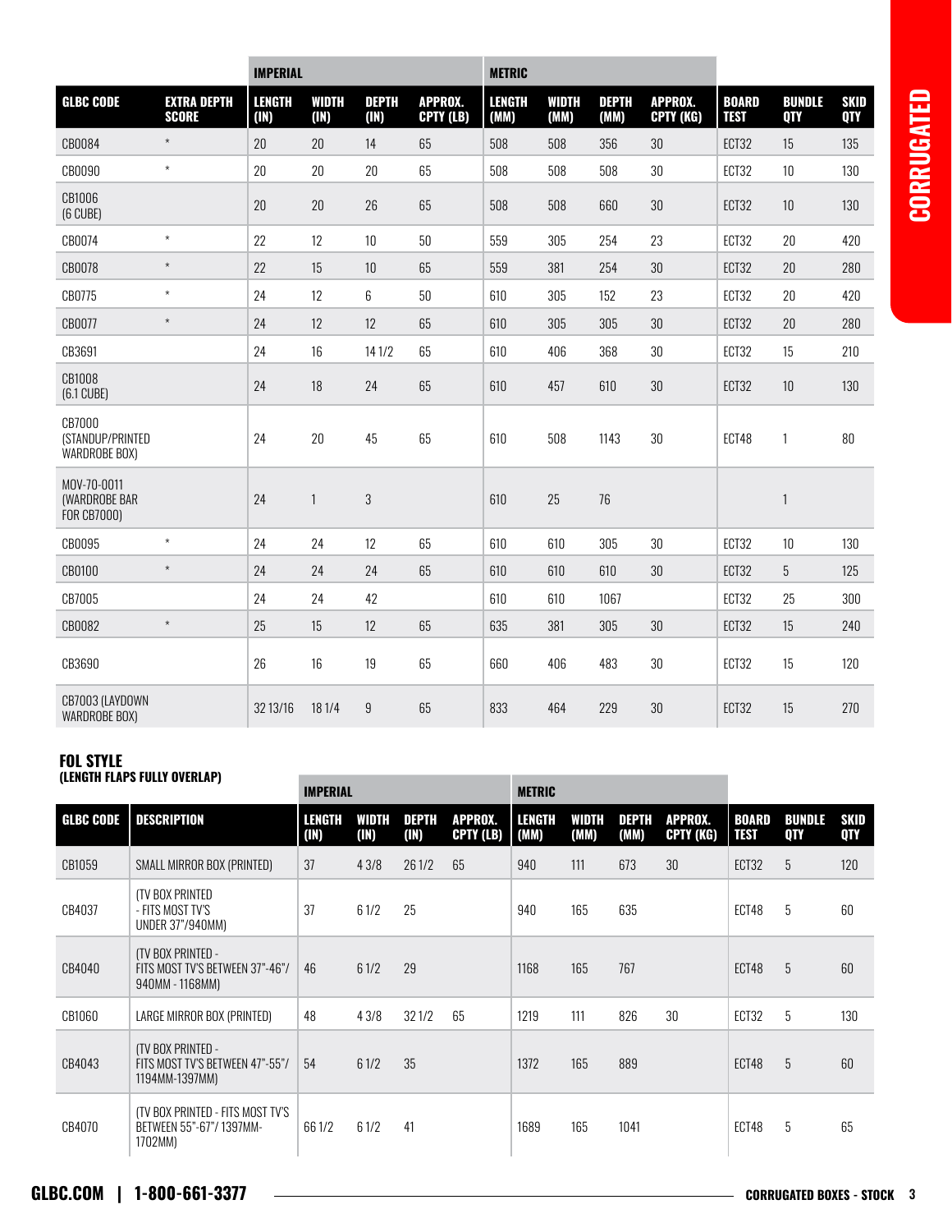| | | IMPERIAL | | | | METRIC | | | | | | |
|---|---|---|---|---|---|---|---|---|---|---|---|---|
| GLBC CODE | EXTRA DEPTH SCORE | LENGTH (IN) | WIDTH (IN) | DEPTH (IN) | APPROX. CPTY (LB) | LENGTH (MM) | WIDTH (MM) | DEPTH (MM) | APPROX. CPTY (KG) | BOARD TEST | BUNDLE QTY | SKID QTY |
| CB0084 | * | 20 | 20 | 14 | 65 | 508 | 508 | 356 | 30 | ECT32 | 15 | 135 |
| CB0090 | * | 20 | 20 | 20 | 65 | 508 | 508 | 508 | 30 | ECT32 | 10 | 130 |
| CB1006 (6 CUBE) | | 20 | 20 | 26 | 65 | 508 | 508 | 660 | 30 | ECT32 | 10 | 130 |
| CB0074 | * | 22 | 12 | 10 | 50 | 559 | 305 | 254 | 23 | ECT32 | 20 | 420 |
| CB0078 | * | 22 | 15 | 10 | 65 | 559 | 381 | 254 | 30 | ECT32 | 20 | 280 |
| CB0775 | * | 24 | 12 | 6 | 50 | 610 | 305 | 152 | 23 | ECT32 | 20 | 420 |
| CB0077 | * | 24 | 12 | 12 | 65 | 610 | 305 | 305 | 30 | ECT32 | 20 | 280 |
| CB3691 | | 24 | 16 | 14 1/2 | 65 | 610 | 406 | 368 | 30 | ECT32 | 15 | 210 |
| CB1008 (6.1 CUBE) | | 24 | 18 | 24 | 65 | 610 | 457 | 610 | 30 | ECT32 | 10 | 130 |
| CB7000 (STANDUP/PRINTED WARDROBE BOX) | | 24 | 20 | 45 | 65 | 610 | 508 | 1143 | 30 | ECT48 | 1 | 80 |
| MOV-70-0011 (WARDROBE BAR FOR CB7000) | | 24 | 1 | 3 | | 610 | 25 | 76 | | | 1 | |
| CB0095 | * | 24 | 24 | 12 | 65 | 610 | 610 | 305 | 30 | ECT32 | 10 | 130 |
| CB0100 | * | 24 | 24 | 24 | 65 | 610 | 610 | 610 | 30 | ECT32 | 5 | 125 |
| CB7005 | | 24 | 24 | 42 | | 610 | 610 | 1067 | | ECT32 | 25 | 300 |
| CB0082 | * | 25 | 15 | 12 | 65 | 635 | 381 | 305 | 30 | ECT32 | 15 | 240 |
| CB3690 | | 26 | 16 | 19 | 65 | 660 | 406 | 483 | 30 | ECT32 | 15 | 120 |
| CB7003 (LAYDOWN WARDROBE BOX) | | 32 13/16 | 18 1/4 | 9 | 65 | 833 | 464 | 229 | 30 | ECT32 | 15 | 270 |

## FOL STYLE
**(LENGTH FLAPS FULLY OVERLAP)**

| | | IMPERIAL | | | | METRIC | | | | | | |
|---|---|---|---|---|---|---|---|---|---|---|---|---|
| GLBC CODE | DESCRIPTION | LENGTH (IN) | WIDTH (IN) | DEPTH (IN) | APPROX. CPTY (LB) | LENGTH (MM) | WIDTH (MM) | DEPTH (MM) | APPROX. CPTY (KG) | BOARD TEST | BUNDLE QTY | SKID QTY |
| CB1059 | SMALL MIRROR BOX (PRINTED) | 37 | 4 3/8 | 26 1/2 | 65 | 940 | 111 | 673 | 30 | ECT32 | 5 | 120 |
| CB4037 | (TV BOX PRINTED - FITS MOST TV'S UNDER 37"/940MM) | 37 | 6 1/2 | 25 | | 940 | 165 | 635 | | ECT48 | 5 | 60 |
| CB4040 | (TV BOX PRINTED - FITS MOST TV'S BETWEEN 37"-46"/ 940MM - 1168MM) | 46 | 6 1/2 | 29 | | 1168 | 165 | 767 | | ECT48 | 5 | 60 |
| CB1060 | LARGE MIRROR BOX (PRINTED) | 48 | 4 3/8 | 32 1/2 | 65 | 1219 | 111 | 826 | 30 | ECT32 | 5 | 130 |
| CB4043 | (TV BOX PRINTED - FITS MOST TV'S BETWEEN 47"-55"/ 1194MM-1397MM) | 54 | 6 1/2 | 35 | | 1372 | 165 | 889 | | ECT48 | 5 | 60 |
| CB4070 | (TV BOX PRINTED - FITS MOST TV'S BETWEEN 55"-67"/ 1397MM-1702MM) | 66 1/2 | 6 1/2 | 41 | | 1689 | 165 | 1041 | | ECT48 | 5 | 65 |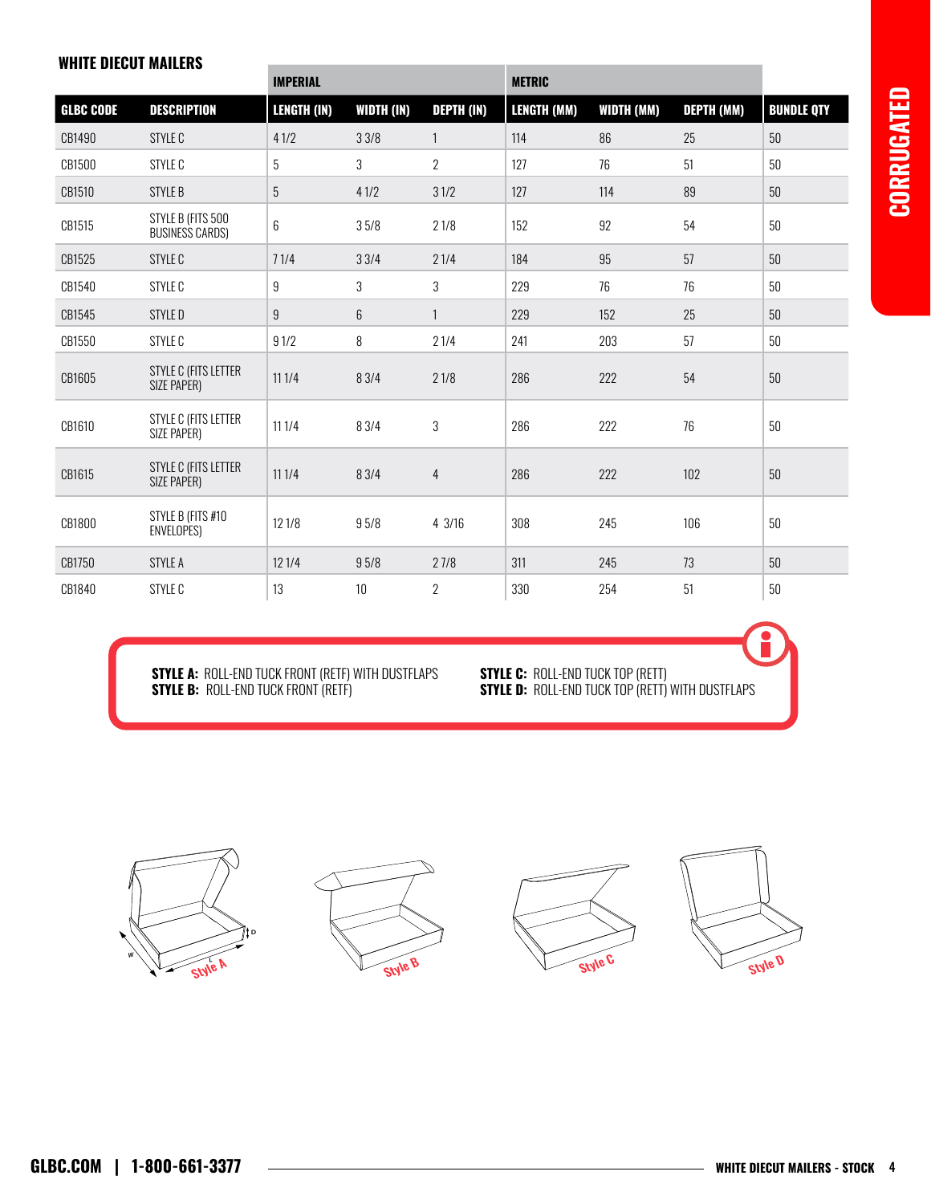## WHITE DIECUT MAILERS

| | | IMPERIAL | | | METRIC | | | |
|---|---|---|---|---|---|---|---|---|
| GLBC CODE | DESCRIPTION | LENGTH (IN) | WIDTH (IN) | DEPTH (IN) | LENGTH (MM) | WIDTH (MM) | DEPTH (MM) | BUNDLE QTY |
| CB1490 | STYLE C | 4 1/2 | 3 3/8 | 1 | 114 | 86 | 25 | 50 |
| CB1500 | STYLE C | 5 | 3 | 2 | 127 | 76 | 51 | 50 |
| CB1510 | STYLE B | 5 | 4 1/2 | 3 1/2 | 127 | 114 | 89 | 50 |
| CB1515 | STYLE B (FITS 500 BUSINESS CARDS) | 6 | 3 5/8 | 2 1/8 | 152 | 92 | 54 | 50 |
| CB1525 | STYLE C | 7 1/4 | 3 3/4 | 2 1/4 | 184 | 95 | 57 | 50 |
| CB1540 | STYLE C | 9 | 3 | 3 | 229 | 76 | 76 | 50 |
| CB1545 | STYLE D | 9 | 6 | 1 | 229 | 152 | 25 | 50 |
| CB1550 | STYLE C | 9 1/2 | 8 | 2 1/4 | 241 | 203 | 57 | 50 |
| CB1605 | STYLE C (FITS LETTER SIZE PAPER) | 11 1/4 | 8 3/4 | 2 1/8 | 286 | 222 | 54 | 50 |
| CB1610 | STYLE C (FITS LETTER SIZE PAPER) | 11 1/4 | 8 3/4 | 3 | 286 | 222 | 76 | 50 |
| CB1615 | STYLE C (FITS LETTER SIZE PAPER) | 11 1/4 | 8 3/4 | 4 | 286 | 222 | 102 | 50 |
| CB1800 | STYLE B (FITS #10 ENVELOPES) | 12 1/8 | 9 5/8 | 4 3/16 | 308 | 245 | 106 | 50 |
| CB1750 | STYLE A | 12 1/4 | 9 5/8 | 2 7/8 | 311 | 245 | 73 | 50 |
| CB1840 | STYLE C | 13 | 10 | 2 | 330 | 254 | 51 | 50 |

**STYLE A:** ROLL-END TUCK FRONT (RETF) WITH DUSTFLAPS
**STYLE B:** ROLL-END TUCK FRONT (RETF)
**STYLE C:** ROLL-END TUCK TOP (RETT)
**STYLE D:** ROLL-END TUCK TOP (RETT) WITH DUSTFLAPS

Style A    Style B    Style C    Style D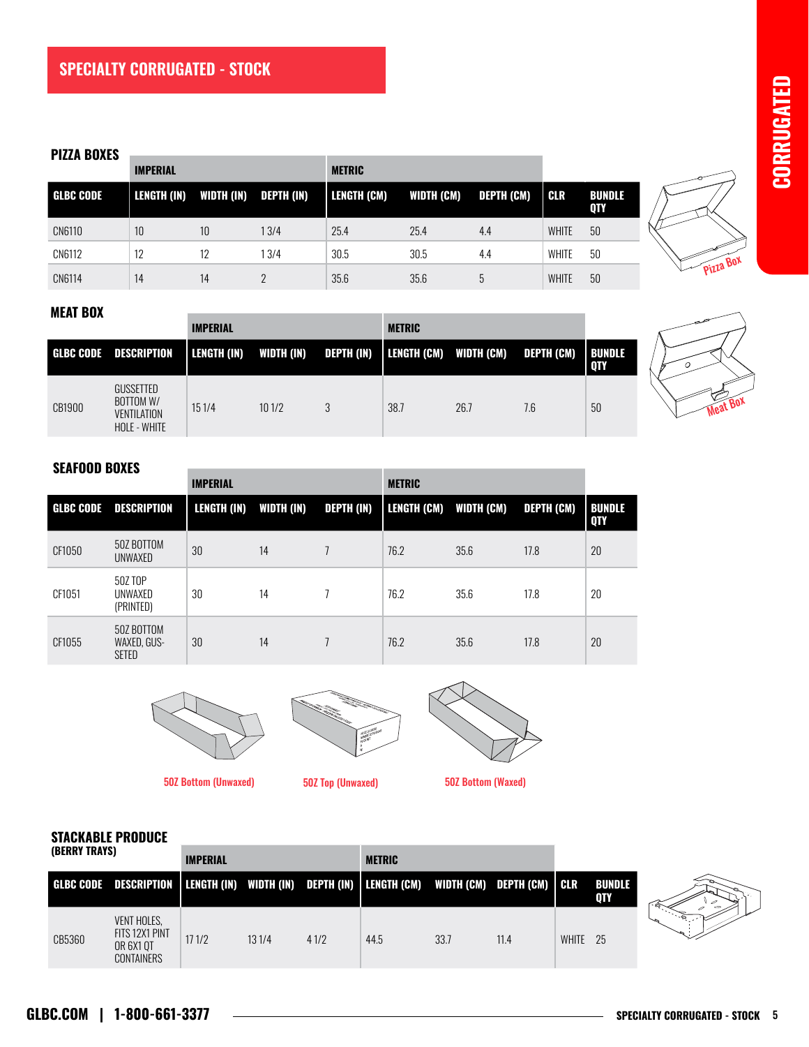# SPECIALTY CORRUGATED - STOCK

## PIZZA BOXES

| | IMPERIAL | | | METRIC | | | | |
|---|---|---|---|---|---|---|---|---|
| GLBC CODE | LENGTH (IN) | WIDTH (IN) | DEPTH (IN) | LENGTH (CM) | WIDTH (CM) | DEPTH (CM) | CLR | BUNDLE QTY |
| CN6110 | 10 | 10 | 1 3/4 | 25.4 | 25.4 | 4.4 | WHITE | 50 |
| CN6112 | 12 | 12 | 1 3/4 | 30.5 | 30.5 | 4.4 | WHITE | 50 |
| CN6114 | 14 | 14 | 2 | 35.6 | 35.6 | 5 | WHITE | 50 |

Pizza Box

## MEAT BOX

| | | IMPERIAL | | | METRIC | | | |
|---|---|---|---|---|---|---|---|---|
| GLBC CODE | DESCRIPTION | LENGTH (IN) | WIDTH (IN) | DEPTH (IN) | LENGTH (CM) | WIDTH (CM) | DEPTH (CM) | BUNDLE QTY |
| CB1900 | GUSSETTED BOTTOM W/ VENTILATION HOLE - WHITE | 15 1/4 | 10 1/2 | 3 | 38.7 | 26.7 | 7.6 | 50 |

Meat Box

## SEAFOOD BOXES

| | | IMPERIAL | | | METRIC | | | |
|---|---|---|---|---|---|---|---|---|
| GLBC CODE | DESCRIPTION | LENGTH (IN) | WIDTH (IN) | DEPTH (IN) | LENGTH (CM) | WIDTH (CM) | DEPTH (CM) | BUNDLE QTY |
| CF1050 | 50Z BOTTOM UNWAXED | 30 | 14 | 7 | 76.2 | 35.6 | 17.8 | 20 |
| CF1051 | 50Z TOP UNWAXED (PRINTED) | 30 | 14 | 7 | 76.2 | 35.6 | 17.8 | 20 |
| CF1055 | 50Z BOTTOM WAXED, GUS-SETED | 30 | 14 | 7 | 76.2 | 35.6 | 17.8 | 20 |

50Z Bottom (Unwaxed)

50Z Top (Unwaxed)

50Z Bottom (Waxed)

## STACKABLE PRODUCE (BERRY TRAYS)

| | | IMPERIAL | | | METRIC | | | | |
|---|---|---|---|---|---|---|---|---|---|
| GLBC CODE | DESCRIPTION | LENGTH (IN) | WIDTH (IN) | DEPTH (IN) | LENGTH (CM) | WIDTH (CM) | DEPTH (CM) | CLR | BUNDLE QTY |
| CB5360 | VENT HOLES, FITS 12X1 PINT OR 6X1 QT CONTAINERS | 17 1/2 | 13 1/4 | 4 1/2 | 44.5 | 33.7 | 11.4 | WHITE | 25 |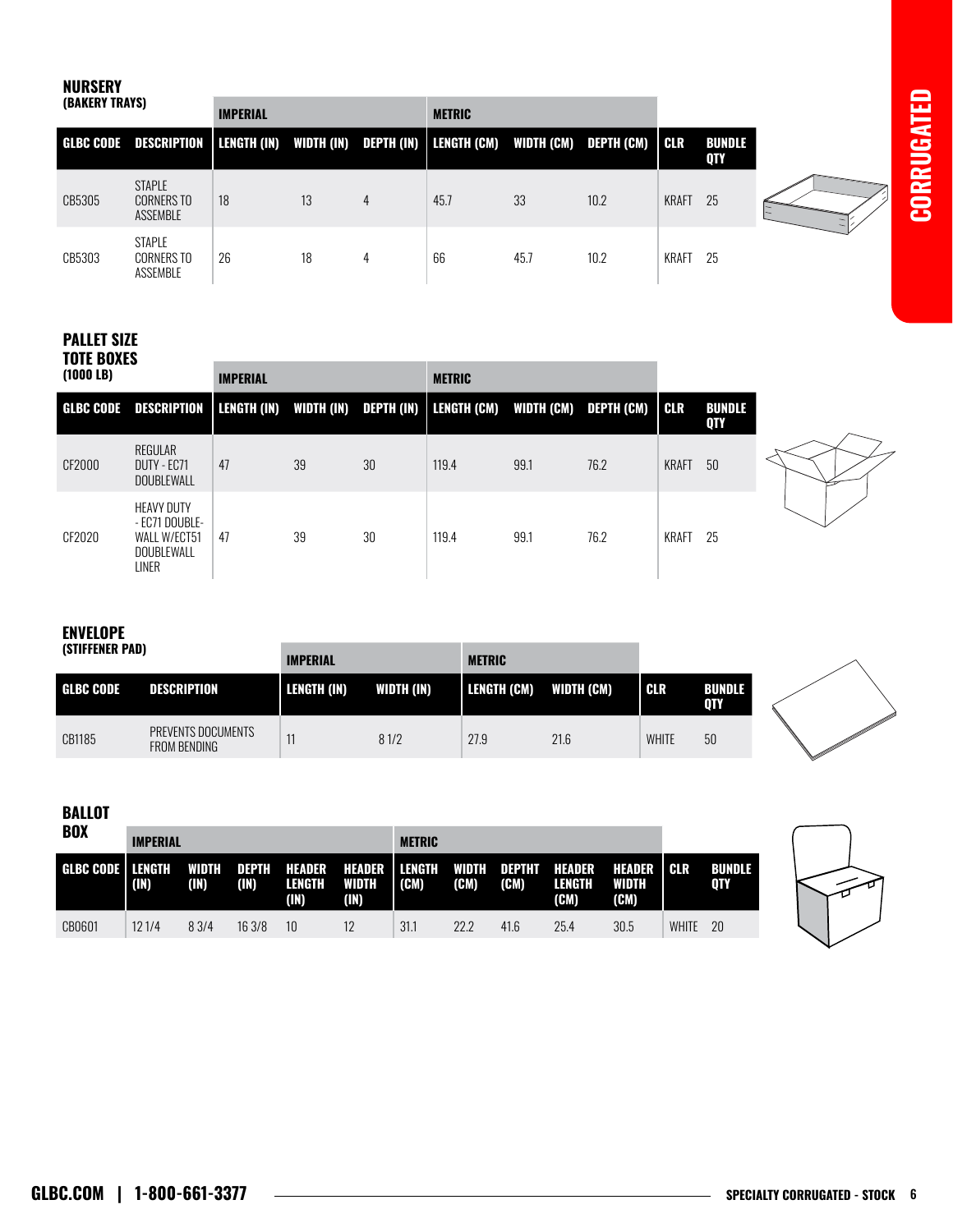## NURSERY
### (BAKERY TRAYS)

| | | IMPERIAL | | | METRIC | | | | |
|---|---|---|---|---|---|---|---|---|---|
| GLBC CODE | DESCRIPTION | LENGTH (IN) | WIDTH (IN) | DEPTH (IN) | LENGTH (CM) | WIDTH (CM) | DEPTH (CM) | CLR | BUNDLE QTY |
| CB5305 | STAPLE CORNERS TO ASSEMBLE | 18 | 13 | 4 | 45.7 | 33 | 10.2 | KRAFT | 25 |
| CB5303 | STAPLE CORNERS TO ASSEMBLE | 26 | 18 | 4 | 66 | 45.7 | 10.2 | KRAFT | 25 |

## PALLET SIZE TOTE BOXES
### (1000 LB)

| | | IMPERIAL | | | METRIC | | | | |
|---|---|---|---|---|---|---|---|---|---|
| GLBC CODE | DESCRIPTION | LENGTH (IN) | WIDTH (IN) | DEPTH (IN) | LENGTH (CM) | WIDTH (CM) | DEPTH (CM) | CLR | BUNDLE QTY |
| CF2000 | REGULAR DUTY - EC71 DOUBLEWALL | 47 | 39 | 30 | 119.4 | 99.1 | 76.2 | KRAFT | 50 |
| CF2020 | HEAVY DUTY - EC71 DOUBLE-WALL W/ECT51 DOUBLEWALL LINER | 47 | 39 | 30 | 119.4 | 99.1 | 76.2 | KRAFT | 25 |

## ENVELOPE
### (STIFFENER PAD)

| | | IMPERIAL | | METRIC | | | |
|---|---|---|---|---|---|---|---|
| GLBC CODE | DESCRIPTION | LENGTH (IN) | WIDTH (IN) | LENGTH (CM) | WIDTH (CM) | CLR | BUNDLE QTY |
| CB1185 | PREVENTS DOCUMENTS FROM BENDING | 11 | 8 1/2 | 27.9 | 21.6 | WHITE | 50 |

## BALLOT BOX

| | IMPERIAL | | | | | METRIC | | | | | | |
|---|---|---|---|---|---|---|---|---|---|---|---|---|
| GLBC CODE | LENGTH (IN) | WIDTH (IN) | DEPTH (IN) | HEADER LENGTH (IN) | HEADER WIDTH (IN) | LENGTH (CM) | WIDTH (CM) | DEPTHT (CM) | HEADER LENGTH (CM) | HEADER WIDTH (CM) | CLR | BUNDLE QTY |
| CB0601 | 12 1/4 | 8 3/4 | 16 3/8 | 10 | 12 | 31.1 | 22.2 | 41.6 | 25.4 | 30.5 | WHITE | 20 |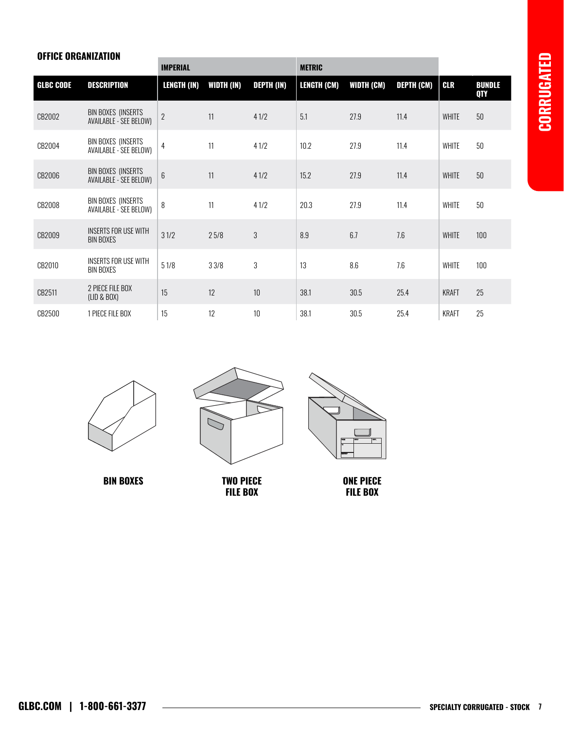## OFFICE ORGANIZATION

| GLBC CODE | DESCRIPTION | IMPERIAL LENGTH (IN) | IMPERIAL WIDTH (IN) | IMPERIAL DEPTH (IN) | METRIC LENGTH (CM) | METRIC WIDTH (CM) | METRIC DEPTH (CM) | CLR | BUNDLE QTY |
|---|---|---|---|---|---|---|---|---|---|
| CB2002 | BIN BOXES (INSERTS AVAILABLE - SEE BELOW) | 2 | 11 | 4 1/2 | 5.1 | 27.9 | 11.4 | WHITE | 50 |
| CB2004 | BIN BOXES (INSERTS AVAILABLE - SEE BELOW) | 4 | 11 | 4 1/2 | 10.2 | 27.9 | 11.4 | WHITE | 50 |
| CB2006 | BIN BOXES (INSERTS AVAILABLE - SEE BELOW) | 6 | 11 | 4 1/2 | 15.2 | 27.9 | 11.4 | WHITE | 50 |
| CB2008 | BIN BOXES (INSERTS AVAILABLE - SEE BELOW) | 8 | 11 | 4 1/2 | 20.3 | 27.9 | 11.4 | WHITE | 50 |
| CB2009 | INSERTS FOR USE WITH BIN BOXES | 3 1/2 | 2 5/8 | 3 | 8.9 | 6.7 | 7.6 | WHITE | 100 |
| CB2010 | INSERTS FOR USE WITH BIN BOXES | 5 1/8 | 3 3/8 | 3 | 13 | 8.6 | 7.6 | WHITE | 100 |
| CB2511 | 2 PIECE FILE BOX (LID & BOX) | 15 | 12 | 10 | 38.1 | 30.5 | 25.4 | KRAFT | 25 |
| CB2500 | 1 PIECE FILE BOX | 15 | 12 | 10 | 38.1 | 30.5 | 25.4 | KRAFT | 25 |

**BIN BOXES**

**TWO PIECE FILE BOX**

**ONE PIECE FILE BOX**

GLBC.COM | 1-800-661-3377

SPECIALTY CORRUGATED - STOCK